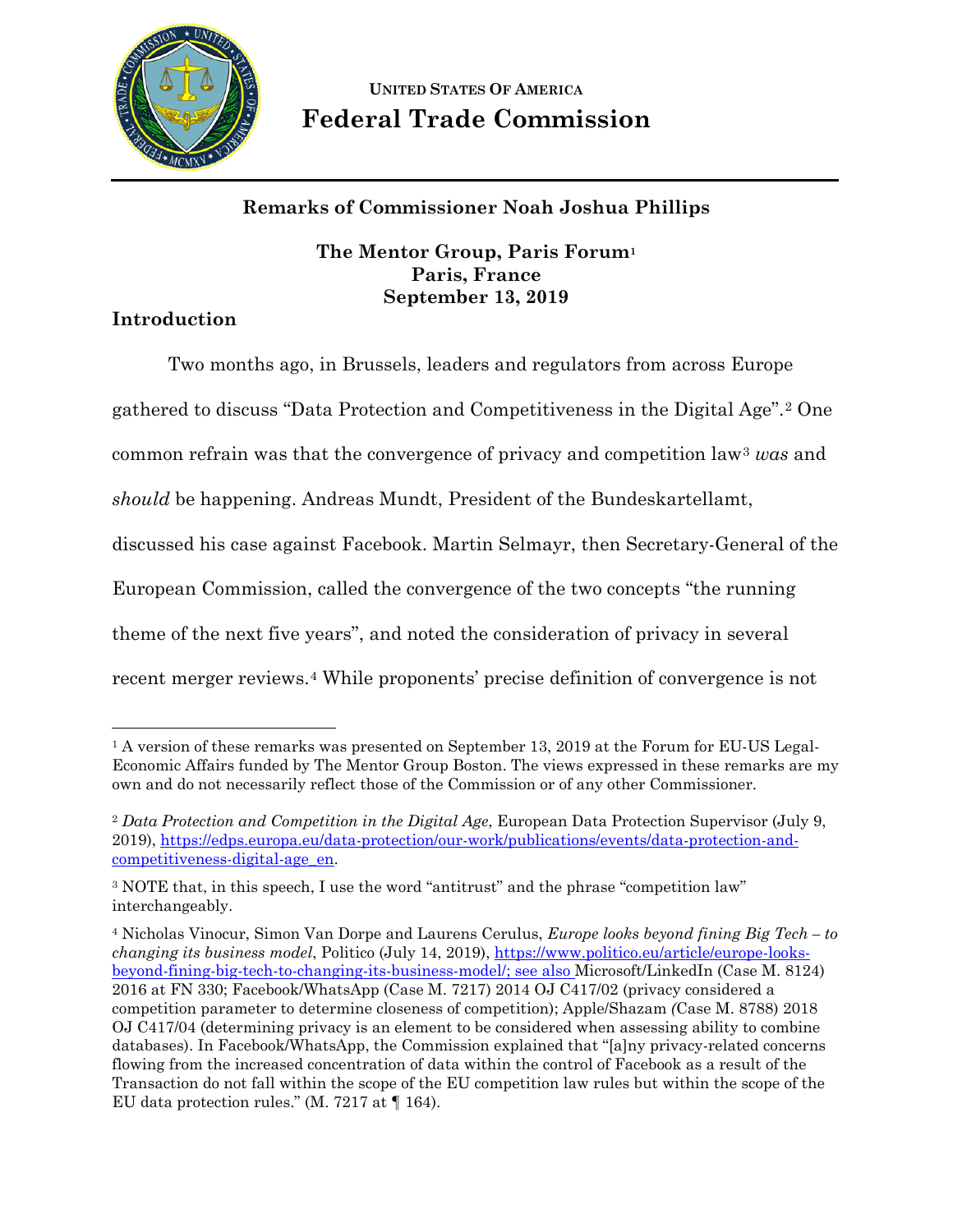**UNITED STATES OF AMERICA**
# Federal Trade Commission

## Remarks of Commissioner Noah Joshua Phillips

**The Mentor Group, Paris Forum[1]**
**Paris, France**
**September 13, 2019**

### Introduction

Two months ago, in Brussels, leaders and regulators from across Europe gathered to discuss "Data Protection and Competitiveness in the Digital Age".[2] One common refrain was that the convergence of privacy and competition law[3] *was* and *should* be happening. Andreas Mundt, President of the Bundeskartellamt, discussed his case against Facebook. Martin Selmayr, then Secretary-General of the European Commission, called the convergence of the two concepts "the running theme of the next five years", and noted the consideration of privacy in several recent merger reviews.[4] While proponents' precise definition of convergence is not

---

[1] A version of these remarks was presented on September 13, 2019 at the Forum for EU-US Legal-Economic Affairs funded by The Mentor Group Boston. The views expressed in these remarks are my own and do not necessarily reflect those of the Commission or of any other Commissioner.

[2] *Data Protection and Competition in the Digital Age*, European Data Protection Supervisor (July 9, 2019), https://edps.europa.eu/data-protection/our-work/publications/events/data-protection-and-competitiveness-digital-age_en.

[3] NOTE that, in this speech, I use the word "antitrust" and the phrase "competition law" interchangeably.

[4] Nicholas Vinocur, Simon Van Dorpe and Laurens Cerulus, *Europe looks beyond fining Big Tech – to changing its business model*, Politico (July 14, 2019), https://www.politico.eu/article/europe-looks-beyond-fining-big-tech-to-changing-its-business-model/; see also Microsoft/LinkedIn (Case M. 8124) 2016 at FN 330; Facebook/WhatsApp (Case M. 7217) 2014 OJ C417/02 (privacy considered a competition parameter to determine closeness of competition); Apple/Shazam *(*Case M. 8788) 2018 OJ C417/04 (determining privacy is an element to be considered when assessing ability to combine databases). In Facebook/WhatsApp, the Commission explained that "[a]ny privacy-related concerns flowing from the increased concentration of data within the control of Facebook as a result of the Transaction do not fall within the scope of the EU competition law rules but within the scope of the EU data protection rules." (M. 7217 at ¶ 164).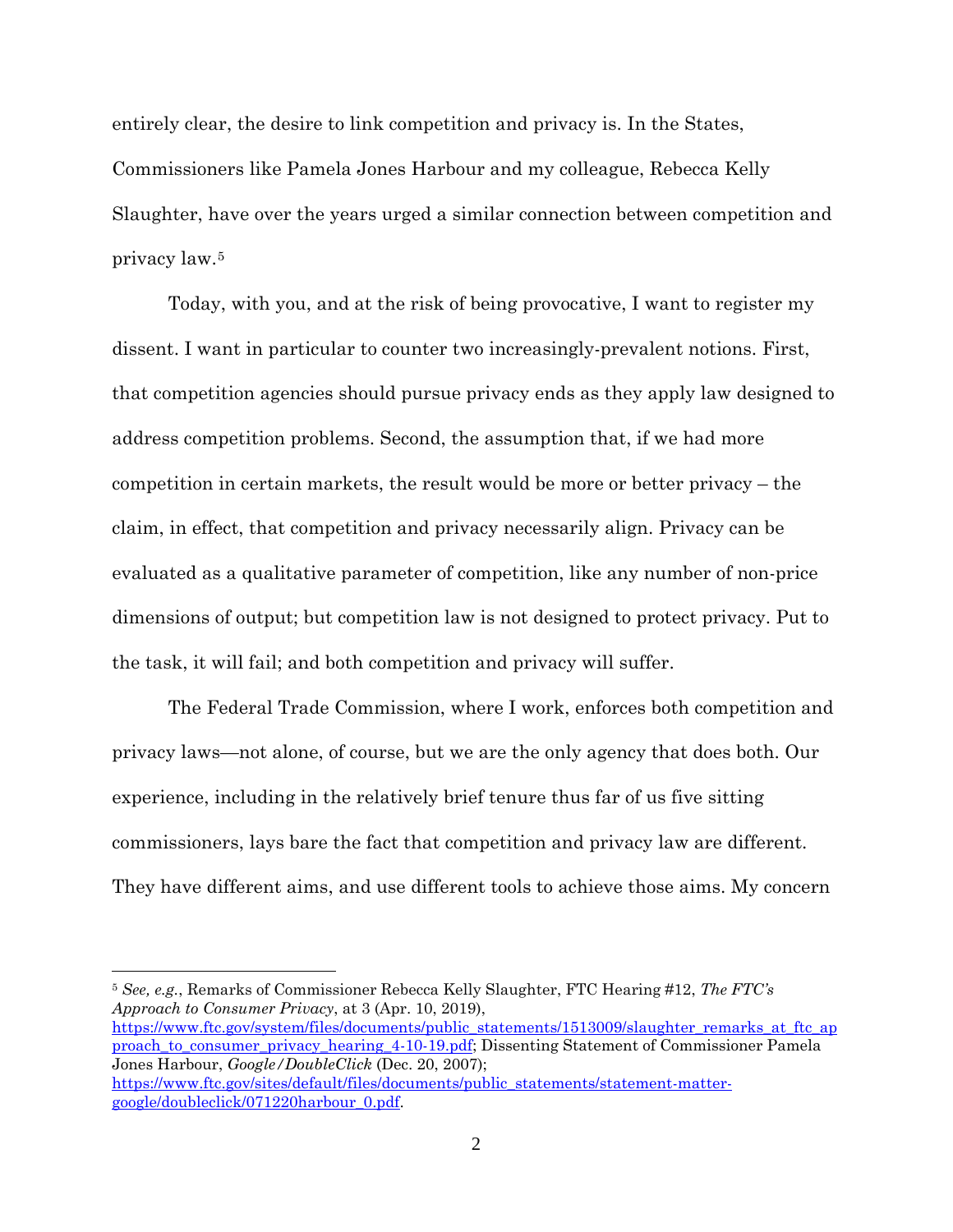entirely clear, the desire to link competition and privacy is. In the States, Commissioners like Pamela Jones Harbour and my colleague, Rebecca Kelly Slaughter, have over the years urged a similar connection between competition and privacy law.[5]

Today, with you, and at the risk of being provocative, I want to register my dissent. I want in particular to counter two increasingly-prevalent notions. First, that competition agencies should pursue privacy ends as they apply law designed to address competition problems. Second, the assumption that, if we had more competition in certain markets, the result would be more or better privacy – the claim, in effect, that competition and privacy necessarily align. Privacy can be evaluated as a qualitative parameter of competition, like any number of non-price dimensions of output; but competition law is not designed to protect privacy. Put to the task, it will fail; and both competition and privacy will suffer.

The Federal Trade Commission, where I work, enforces both competition and privacy laws—not alone, of course, but we are the only agency that does both. Our experience, including in the relatively brief tenure thus far of us five sitting commissioners, lays bare the fact that competition and privacy law are different. They have different aims, and use different tools to achieve those aims. My concern

---

[5] *See, e.g.*, Remarks of Commissioner Rebecca Kelly Slaughter, FTC Hearing #12, *The FTC's Approach to Consumer Privacy*, at 3 (Apr. 10, 2019), https://www.ftc.gov/system/files/documents/public_statements/1513009/slaughter_remarks_at_ftc_approach_to_consumer_privacy_hearing_4-10-19.pdf; Dissenting Statement of Commissioner Pamela Jones Harbour, *Google/DoubleClick* (Dec. 20, 2007); https://www.ftc.gov/sites/default/files/documents/public_statements/statement-matter-google/doubleclick/071220harbour_0.pdf.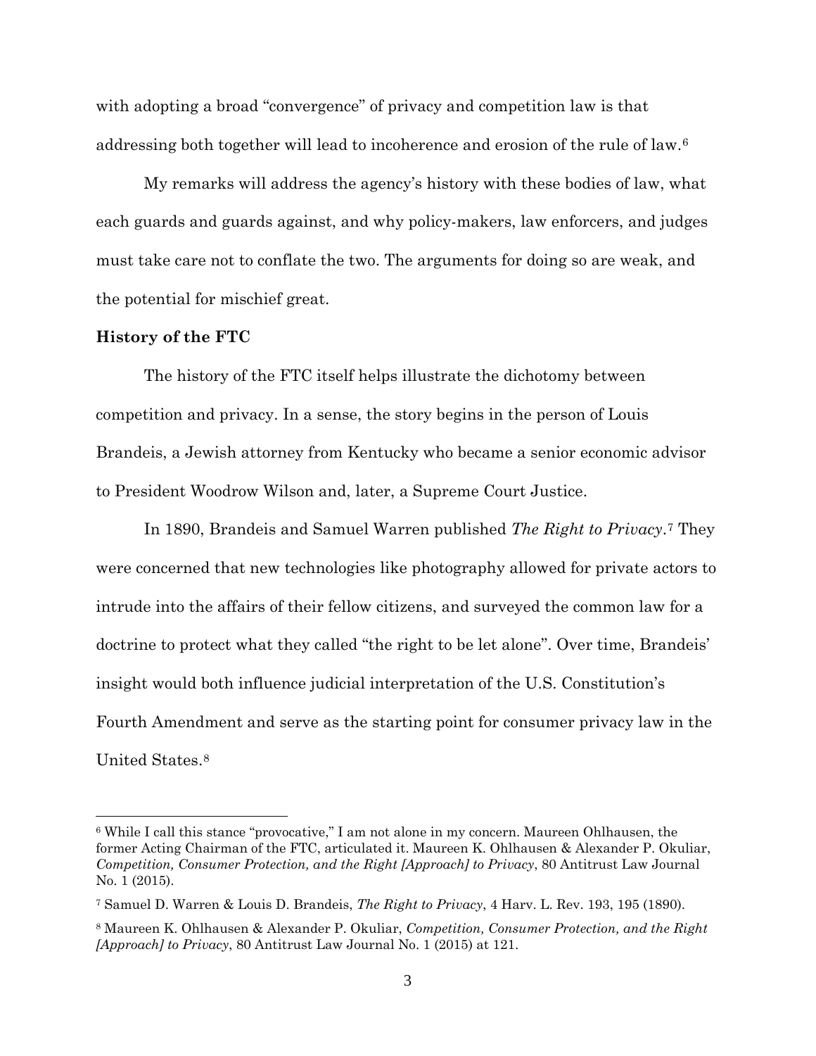with adopting a broad "convergence" of privacy and competition law is that addressing both together will lead to incoherence and erosion of the rule of law.[6]

My remarks will address the agency's history with these bodies of law, what each guards and guards against, and why policy-makers, law enforcers, and judges must take care not to conflate the two. The arguments for doing so are weak, and the potential for mischief great.

**History of the FTC**

The history of the FTC itself helps illustrate the dichotomy between competition and privacy. In a sense, the story begins in the person of Louis Brandeis, a Jewish attorney from Kentucky who became a senior economic advisor to President Woodrow Wilson and, later, a Supreme Court Justice.

In 1890, Brandeis and Samuel Warren published *The Right to Privacy*.[7] They were concerned that new technologies like photography allowed for private actors to intrude into the affairs of their fellow citizens, and surveyed the common law for a doctrine to protect what they called "the right to be let alone". Over time, Brandeis' insight would both influence judicial interpretation of the U.S. Constitution's Fourth Amendment and serve as the starting point for consumer privacy law in the United States.[8]

---

[6] While I call this stance "provocative," I am not alone in my concern. Maureen Ohlhausen, the former Acting Chairman of the FTC, articulated it. Maureen K. Ohlhausen & Alexander P. Okuliar, *Competition, Consumer Protection, and the Right [Approach] to Privacy*, 80 Antitrust Law Journal No. 1 (2015).

[7] Samuel D. Warren & Louis D. Brandeis, *The Right to Privacy*, 4 Harv. L. Rev. 193, 195 (1890).

[8] Maureen K. Ohlhausen & Alexander P. Okuliar, *Competition, Consumer Protection, and the Right [Approach] to Privacy*, 80 Antitrust Law Journal No. 1 (2015) at 121.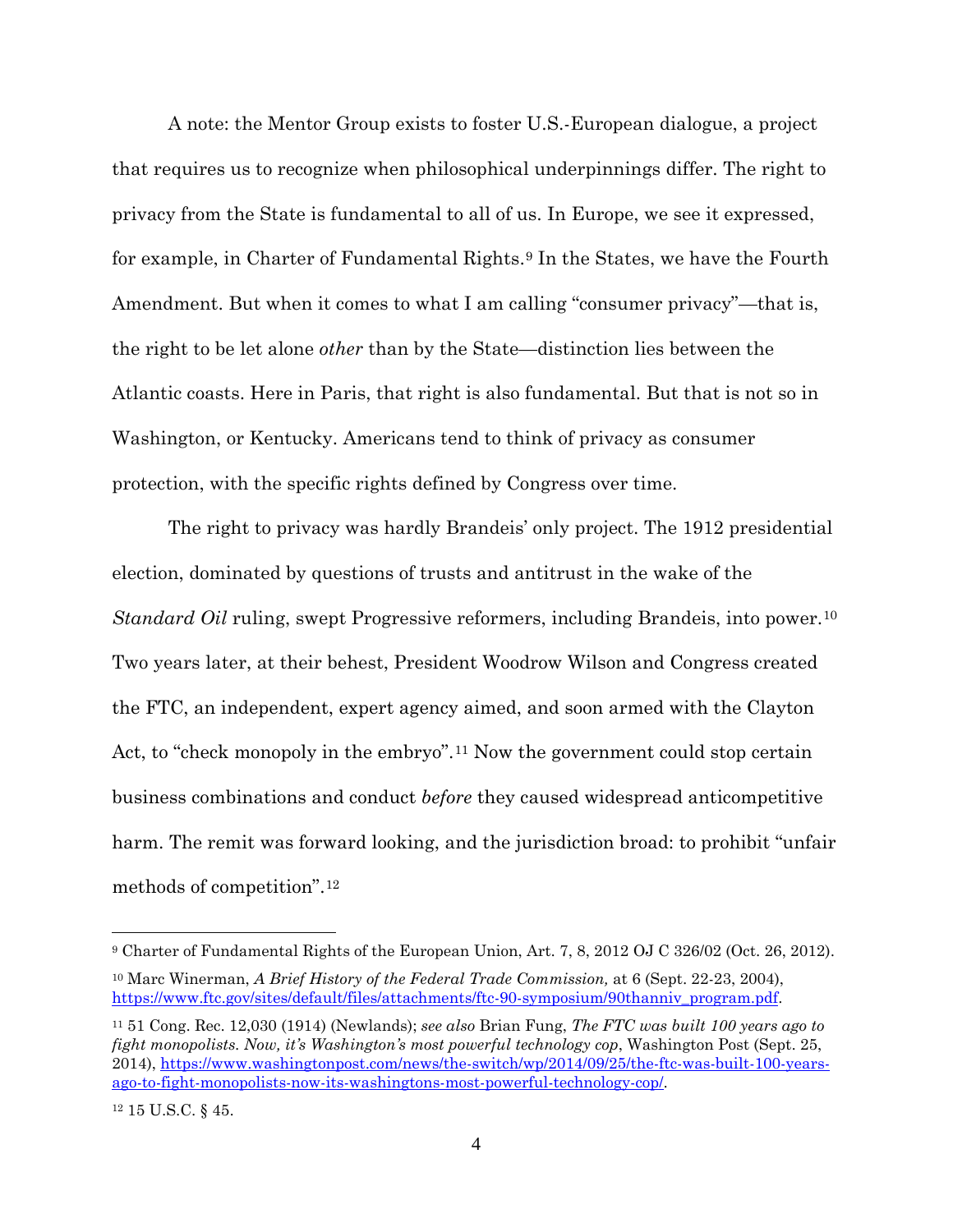A note: the Mentor Group exists to foster U.S.-European dialogue, a project that requires us to recognize when philosophical underpinnings differ. The right to privacy from the State is fundamental to all of us. In Europe, we see it expressed, for example, in Charter of Fundamental Rights.[9] In the States, we have the Fourth Amendment. But when it comes to what I am calling "consumer privacy"—that is, the right to be let alone *other* than by the State—distinction lies between the Atlantic coasts. Here in Paris, that right is also fundamental. But that is not so in Washington, or Kentucky. Americans tend to think of privacy as consumer protection, with the specific rights defined by Congress over time.

The right to privacy was hardly Brandeis' only project. The 1912 presidential election, dominated by questions of trusts and antitrust in the wake of the *Standard Oil* ruling, swept Progressive reformers, including Brandeis, into power.[10] Two years later, at their behest, President Woodrow Wilson and Congress created the FTC, an independent, expert agency aimed, and soon armed with the Clayton Act, to "check monopoly in the embryo".[11] Now the government could stop certain business combinations and conduct *before* they caused widespread anticompetitive harm. The remit was forward looking, and the jurisdiction broad: to prohibit "unfair methods of competition".[12]

---

[9] Charter of Fundamental Rights of the European Union, Art. 7, 8, 2012 OJ C 326/02 (Oct. 26, 2012).

[10] Marc Winerman, *A Brief History of the Federal Trade Commission,* at 6 (Sept. 22-23, 2004), https://www.ftc.gov/sites/default/files/attachments/ftc-90-symposium/90thanniv_program.pdf.

[11] 51 Cong. Rec. 12,030 (1914) (Newlands); *see also* Brian Fung, *The FTC was built 100 years ago to fight monopolists. Now, it's Washington's most powerful technology cop*, Washington Post (Sept. 25, 2014), https://www.washingtonpost.com/news/the-switch/wp/2014/09/25/the-ftc-was-built-100-years-ago-to-fight-monopolists-now-its-washingtons-most-powerful-technology-cop/.

[12] 15 U.S.C. § 45.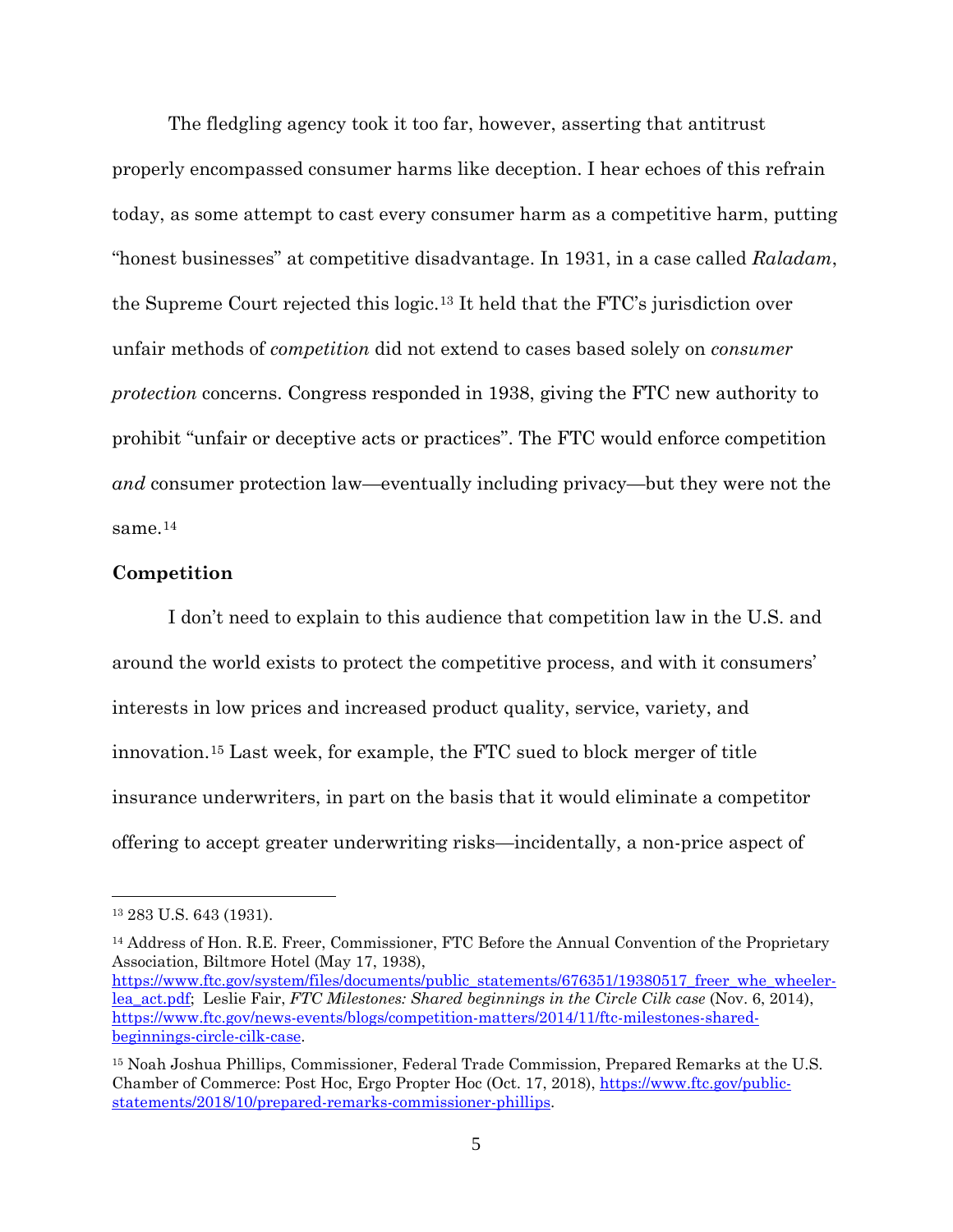The fledgling agency took it too far, however, asserting that antitrust properly encompassed consumer harms like deception. I hear echoes of this refrain today, as some attempt to cast every consumer harm as a competitive harm, putting "honest businesses" at competitive disadvantage. In 1931, in a case called *Raladam*, the Supreme Court rejected this logic.[13] It held that the FTC's jurisdiction over unfair methods of *competition* did not extend to cases based solely on *consumer protection* concerns. Congress responded in 1938, giving the FTC new authority to prohibit "unfair or deceptive acts or practices". The FTC would enforce competition *and* consumer protection law—eventually including privacy—but they were not the same.[14]

**Competition**

I don't need to explain to this audience that competition law in the U.S. and around the world exists to protect the competitive process, and with it consumers' interests in low prices and increased product quality, service, variety, and innovation.[15] Last week, for example, the FTC sued to block merger of title insurance underwriters, in part on the basis that it would eliminate a competitor offering to accept greater underwriting risks—incidentally, a non-price aspect of

---

[13] 283 U.S. 643 (1931).

[14] Address of Hon. R.E. Freer, Commissioner, FTC Before the Annual Convention of the Proprietary Association, Biltmore Hotel (May 17, 1938), https://www.ftc.gov/system/files/documents/public_statements/676351/19380517_freer_whe_wheeler-lea_act.pdf; Leslie Fair, *FTC Milestones: Shared beginnings in the Circle Cilk case* (Nov. 6, 2014), https://www.ftc.gov/news-events/blogs/competition-matters/2014/11/ftc-milestones-shared-beginnings-circle-cilk-case.

[15] Noah Joshua Phillips, Commissioner, Federal Trade Commission, Prepared Remarks at the U.S. Chamber of Commerce: Post Hoc, Ergo Propter Hoc (Oct. 17, 2018), https://www.ftc.gov/public-statements/2018/10/prepared-remarks-commissioner-phillips.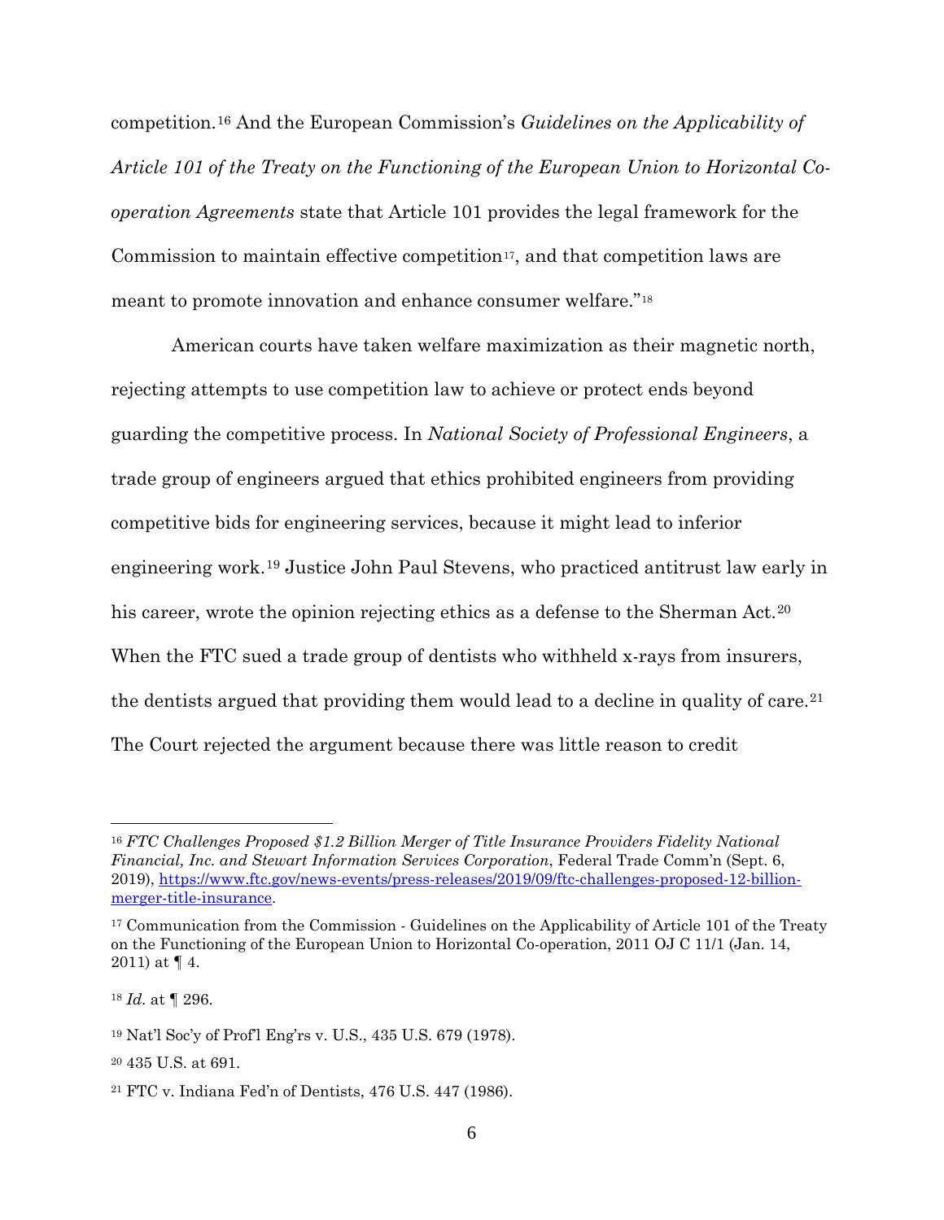competition.[16] And the European Commission's *Guidelines on the Applicability of Article 101 of the Treaty on the Functioning of the European Union to Horizontal Co-operation Agreements* state that Article 101 provides the legal framework for the Commission to maintain effective competition[17], and that competition laws are meant to promote innovation and enhance consumer welfare."[18]

American courts have taken welfare maximization as their magnetic north, rejecting attempts to use competition law to achieve or protect ends beyond guarding the competitive process. In *National Society of Professional Engineers*, a trade group of engineers argued that ethics prohibited engineers from providing competitive bids for engineering services, because it might lead to inferior engineering work.[19] Justice John Paul Stevens, who practiced antitrust law early in his career, wrote the opinion rejecting ethics as a defense to the Sherman Act.[20] When the FTC sued a trade group of dentists who withheld x-rays from insurers, the dentists argued that providing them would lead to a decline in quality of care.[21] The Court rejected the argument because there was little reason to credit

---

[16] *FTC Challenges Proposed $1.2 Billion Merger of Title Insurance Providers Fidelity National Financial, Inc. and Stewart Information Services Corporation*, Federal Trade Comm'n (Sept. 6, 2019), [https://www.ftc.gov/news-events/press-releases/2019/09/ftc-challenges-proposed-12-billion-merger-title-insurance](https://www.ftc.gov/news-events/press-releases/2019/09/ftc-challenges-proposed-12-billion-merger-title-insurance).

[17] Communication from the Commission - Guidelines on the Applicability of Article 101 of the Treaty on the Functioning of the European Union to Horizontal Co-operation, 2011 OJ C 11/1 (Jan. 14, 2011) at ¶ 4.

[18] *Id.* at ¶ 296.

[19] Nat'l Soc'y of Prof'l Eng'rs v. U.S., 435 U.S. 679 (1978).

[20] 435 U.S. at 691.

[21] FTC v. Indiana Fed'n of Dentists, 476 U.S. 447 (1986).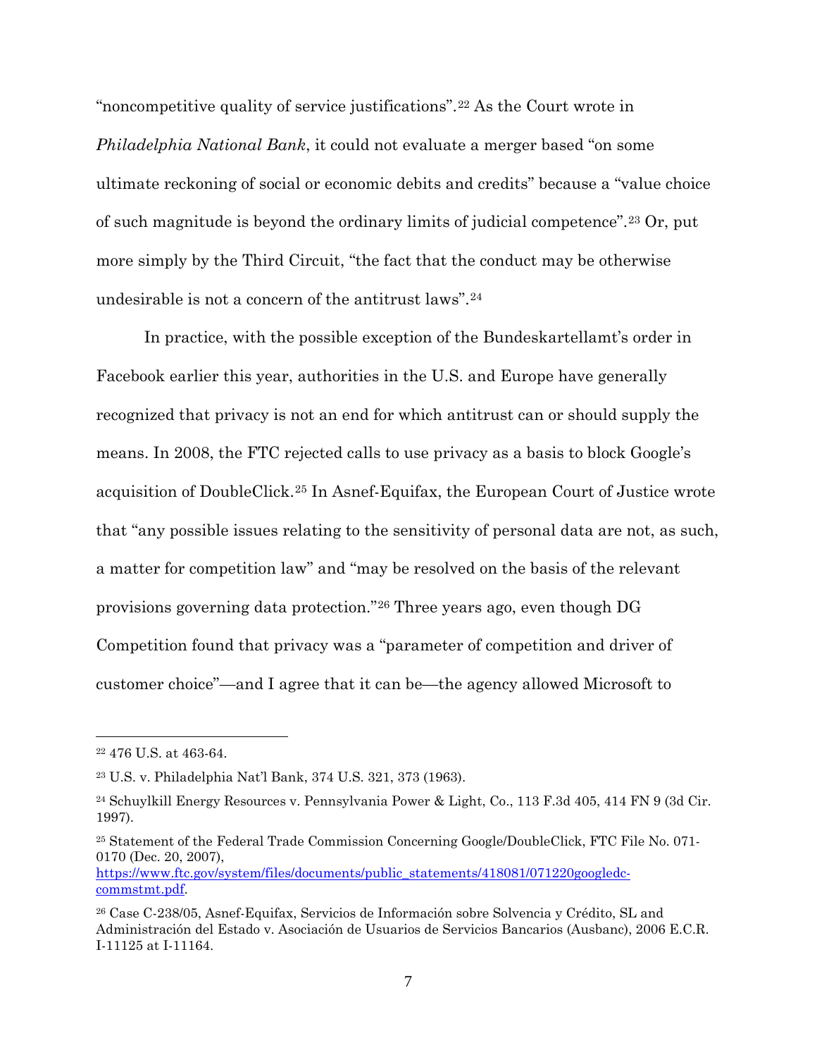"noncompetitive quality of service justifications".[22] As the Court wrote in *Philadelphia National Bank*, it could not evaluate a merger based "on some ultimate reckoning of social or economic debits and credits" because a "value choice of such magnitude is beyond the ordinary limits of judicial competence".[23] Or, put more simply by the Third Circuit, "the fact that the conduct may be otherwise undesirable is not a concern of the antitrust laws".[24]

In practice, with the possible exception of the Bundeskartellamt's order in Facebook earlier this year, authorities in the U.S. and Europe have generally recognized that privacy is not an end for which antitrust can or should supply the means. In 2008, the FTC rejected calls to use privacy as a basis to block Google's acquisition of DoubleClick.[25] In Asnef-Equifax, the European Court of Justice wrote that "any possible issues relating to the sensitivity of personal data are not, as such, a matter for competition law" and "may be resolved on the basis of the relevant provisions governing data protection."[26] Three years ago, even though DG Competition found that privacy was a "parameter of competition and driver of customer choice"—and I agree that it can be—the agency allowed Microsoft to

---

[22] 476 U.S. at 463-64.

[23] U.S. v. Philadelphia Nat'l Bank, 374 U.S. 321, 373 (1963).

[24] Schuylkill Energy Resources v. Pennsylvania Power & Light, Co., 113 F.3d 405, 414 FN 9 (3d Cir. 1997).

[25] Statement of the Federal Trade Commission Concerning Google/DoubleClick, FTC File No. 071-0170 (Dec. 20, 2007), https://www.ftc.gov/system/files/documents/public_statements/418081/071220googledc-commstmt.pdf.

[26] Case C-238/05, Asnef-Equifax, Servicios de Información sobre Solvencia y Crédito, SL and Administración del Estado v. Asociación de Usuarios de Servicios Bancarios (Ausbanc), 2006 E.C.R. I-11125 at I-11164.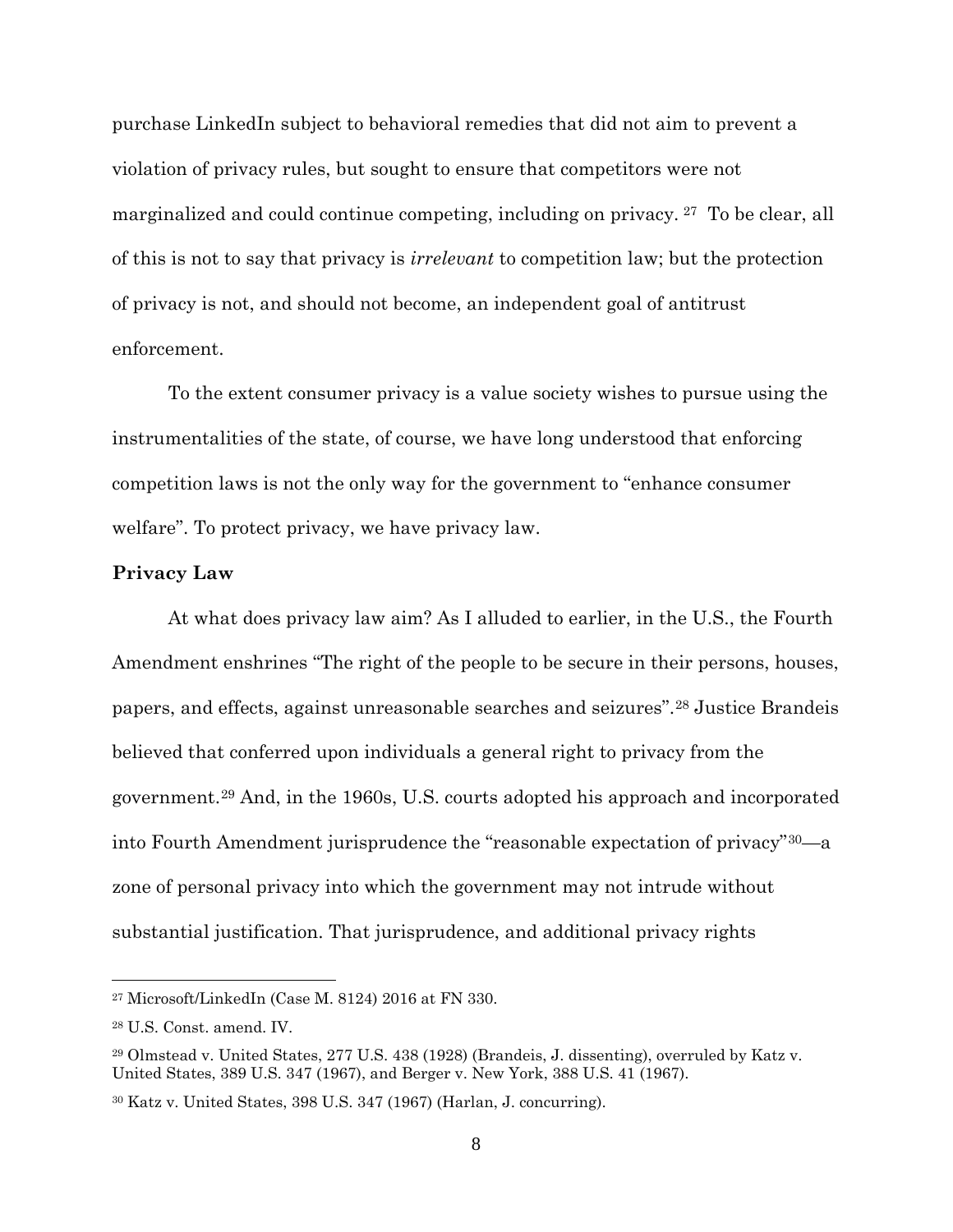purchase LinkedIn subject to behavioral remedies that did not aim to prevent a violation of privacy rules, but sought to ensure that competitors were not marginalized and could continue competing, including on privacy. [27] To be clear, all of this is not to say that privacy is *irrelevant* to competition law; but the protection of privacy is not, and should not become, an independent goal of antitrust enforcement.

To the extent consumer privacy is a value society wishes to pursue using the instrumentalities of the state, of course, we have long understood that enforcing competition laws is not the only way for the government to "enhance consumer welfare". To protect privacy, we have privacy law.

**Privacy Law**

At what does privacy law aim? As I alluded to earlier, in the U.S., the Fourth Amendment enshrines "The right of the people to be secure in their persons, houses, papers, and effects, against unreasonable searches and seizures".[28] Justice Brandeis believed that conferred upon individuals a general right to privacy from the government.[29] And, in the 1960s, U.S. courts adopted his approach and incorporated into Fourth Amendment jurisprudence the "reasonable expectation of privacy"[30]—a zone of personal privacy into which the government may not intrude without substantial justification. That jurisprudence, and additional privacy rights

---

[27] Microsoft/LinkedIn (Case M. 8124) 2016 at FN 330.

[28] U.S. Const. amend. IV.

[29] Olmstead v. United States, 277 U.S. 438 (1928) (Brandeis, J. dissenting), overruled by Katz v. United States, 389 U.S. 347 (1967), and Berger v. New York, 388 U.S. 41 (1967).

[30] Katz v. United States, 398 U.S. 347 (1967) (Harlan, J. concurring).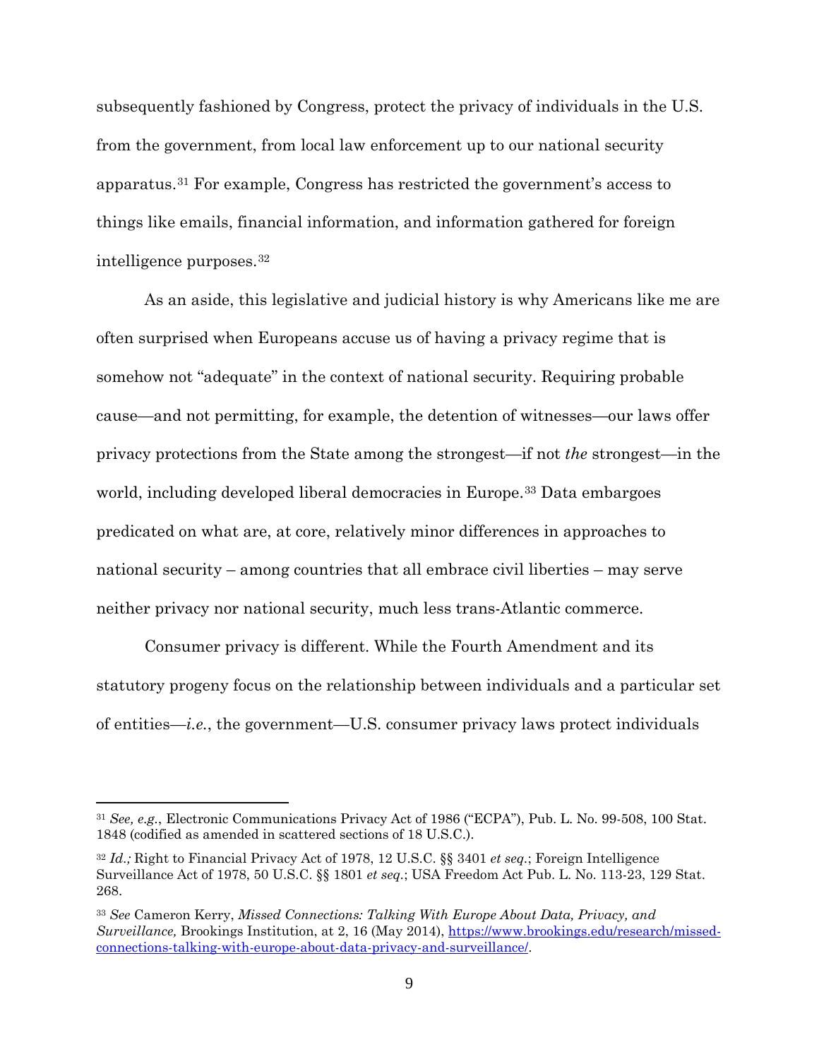subsequently fashioned by Congress, protect the privacy of individuals in the U.S. from the government, from local law enforcement up to our national security apparatus.[31] For example, Congress has restricted the government's access to things like emails, financial information, and information gathered for foreign intelligence purposes.[32]

As an aside, this legislative and judicial history is why Americans like me are often surprised when Europeans accuse us of having a privacy regime that is somehow not "adequate" in the context of national security. Requiring probable cause—and not permitting, for example, the detention of witnesses—our laws offer privacy protections from the State among the strongest—if not *the* strongest—in the world, including developed liberal democracies in Europe.[33] Data embargoes predicated on what are, at core, relatively minor differences in approaches to national security – among countries that all embrace civil liberties – may serve neither privacy nor national security, much less trans-Atlantic commerce.

Consumer privacy is different. While the Fourth Amendment and its statutory progeny focus on the relationship between individuals and a particular set of entities—*i.e.*, the government—U.S. consumer privacy laws protect individuals

---

[31] *See, e.g.*, Electronic Communications Privacy Act of 1986 ("ECPA"), Pub. L. No. 99-508, 100 Stat. 1848 (codified as amended in scattered sections of 18 U.S.C.).

[32] *Id.;* Right to Financial Privacy Act of 1978, 12 U.S.C. §§ 3401 *et seq.*; Foreign Intelligence Surveillance Act of 1978, 50 U.S.C. §§ 1801 *et seq.*; USA Freedom Act Pub. L. No. 113-23, 129 Stat. 268.

[33] *See* Cameron Kerry, *Missed Connections: Talking With Europe About Data, Privacy, and Surveillance,* Brookings Institution, at 2, 16 (May 2014), https://www.brookings.edu/research/missed-connections-talking-with-europe-about-data-privacy-and-surveillance/.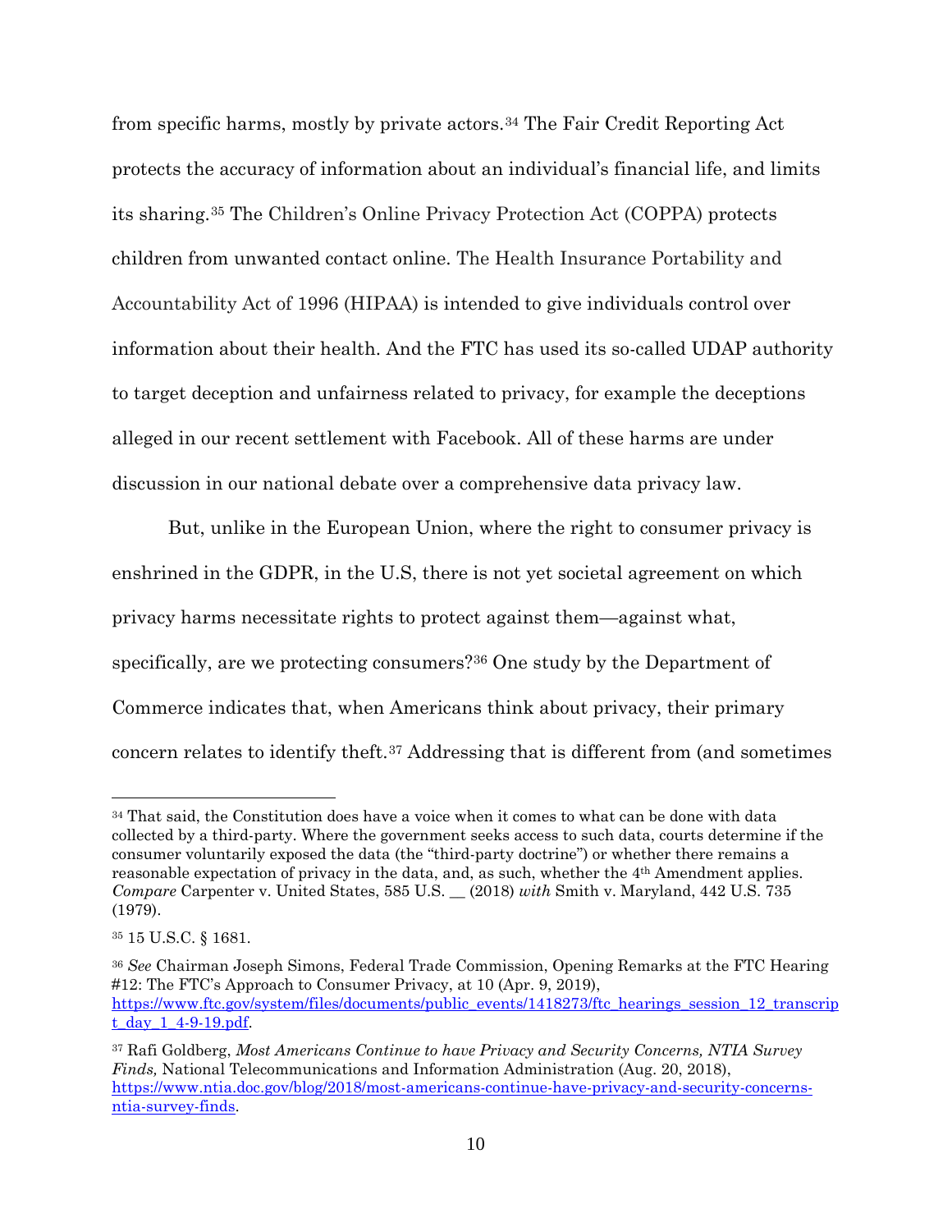from specific harms, mostly by private actors.[34] The Fair Credit Reporting Act protects the accuracy of information about an individual's financial life, and limits its sharing.[35] The Children's Online Privacy Protection Act (COPPA) protects children from unwanted contact online. The Health Insurance Portability and Accountability Act of 1996 (HIPAA) is intended to give individuals control over information about their health. And the FTC has used its so-called UDAP authority to target deception and unfairness related to privacy, for example the deceptions alleged in our recent settlement with Facebook. All of these harms are under discussion in our national debate over a comprehensive data privacy law.

But, unlike in the European Union, where the right to consumer privacy is enshrined in the GDPR, in the U.S, there is not yet societal agreement on which privacy harms necessitate rights to protect against them—against what, specifically, are we protecting consumers?[36] One study by the Department of Commerce indicates that, when Americans think about privacy, their primary concern relates to identify theft.[37] Addressing that is different from (and sometimes

---

[34] That said, the Constitution does have a voice when it comes to what can be done with data collected by a third-party. Where the government seeks access to such data, courts determine if the consumer voluntarily exposed the data (the "third-party doctrine") or whether there remains a reasonable expectation of privacy in the data, and, as such, whether the 4th Amendment applies. *Compare* Carpenter v. United States, 585 U.S. __ (2018) *with* Smith v. Maryland, 442 U.S. 735 (1979).

[35] 15 U.S.C. § 1681.

[36] *See* Chairman Joseph Simons, Federal Trade Commission, Opening Remarks at the FTC Hearing #12: The FTC's Approach to Consumer Privacy, at 10 (Apr. 9, 2019), https://www.ftc.gov/system/files/documents/public_events/1418273/ftc_hearings_session_12_transcript_day_1_4-9-19.pdf.

[37] Rafi Goldberg, *Most Americans Continue to have Privacy and Security Concerns, NTIA Survey Finds,* National Telecommunications and Information Administration (Aug. 20, 2018), https://www.ntia.doc.gov/blog/2018/most-americans-continue-have-privacy-and-security-concerns-ntia-survey-finds.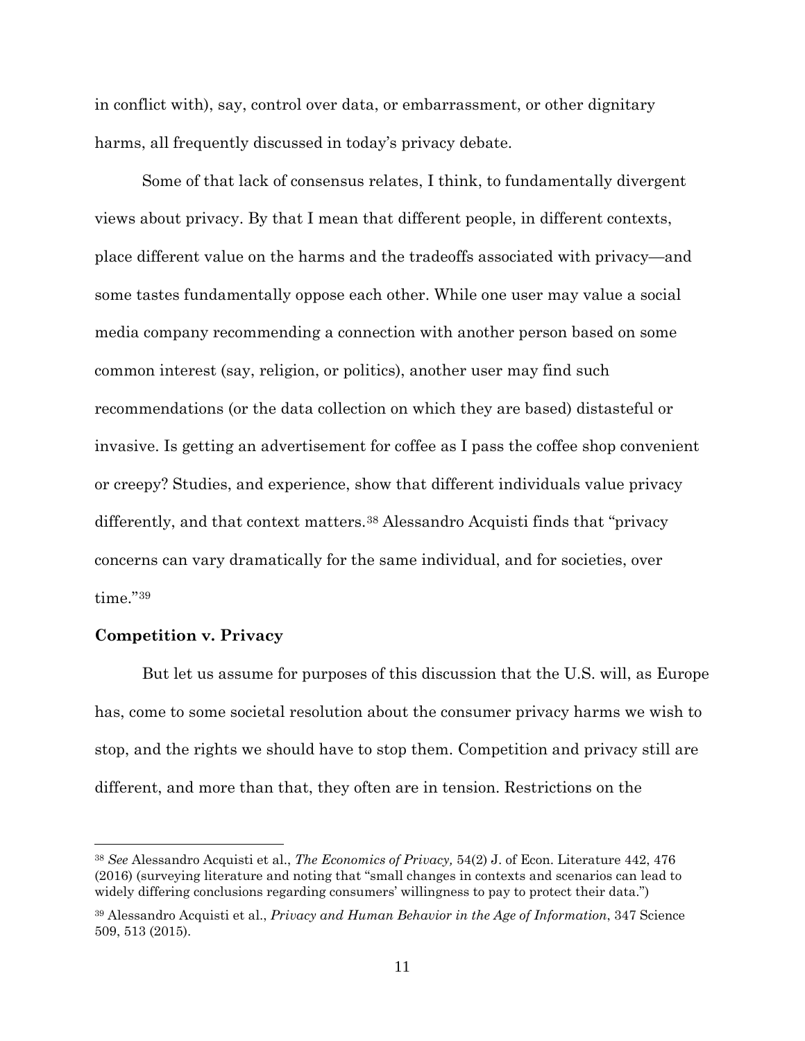in conflict with), say, control over data, or embarrassment, or other dignitary harms, all frequently discussed in today's privacy debate.

Some of that lack of consensus relates, I think, to fundamentally divergent views about privacy. By that I mean that different people, in different contexts, place different value on the harms and the tradeoffs associated with privacy—and some tastes fundamentally oppose each other. While one user may value a social media company recommending a connection with another person based on some common interest (say, religion, or politics), another user may find such recommendations (or the data collection on which they are based) distasteful or invasive. Is getting an advertisement for coffee as I pass the coffee shop convenient or creepy? Studies, and experience, show that different individuals value privacy differently, and that context matters.[38] Alessandro Acquisti finds that "privacy concerns can vary dramatically for the same individual, and for societies, over time."[39]

**Competition v. Privacy**

But let us assume for purposes of this discussion that the U.S. will, as Europe has, come to some societal resolution about the consumer privacy harms we wish to stop, and the rights we should have to stop them. Competition and privacy still are different, and more than that, they often are in tension. Restrictions on the

---

[38] *See* Alessandro Acquisti et al., *The Economics of Privacy,* 54(2) J. of Econ. Literature 442, 476 (2016) (surveying literature and noting that "small changes in contexts and scenarios can lead to widely differing conclusions regarding consumers' willingness to pay to protect their data.")

[39] Alessandro Acquisti et al., *Privacy and Human Behavior in the Age of Information*, 347 Science 509, 513 (2015).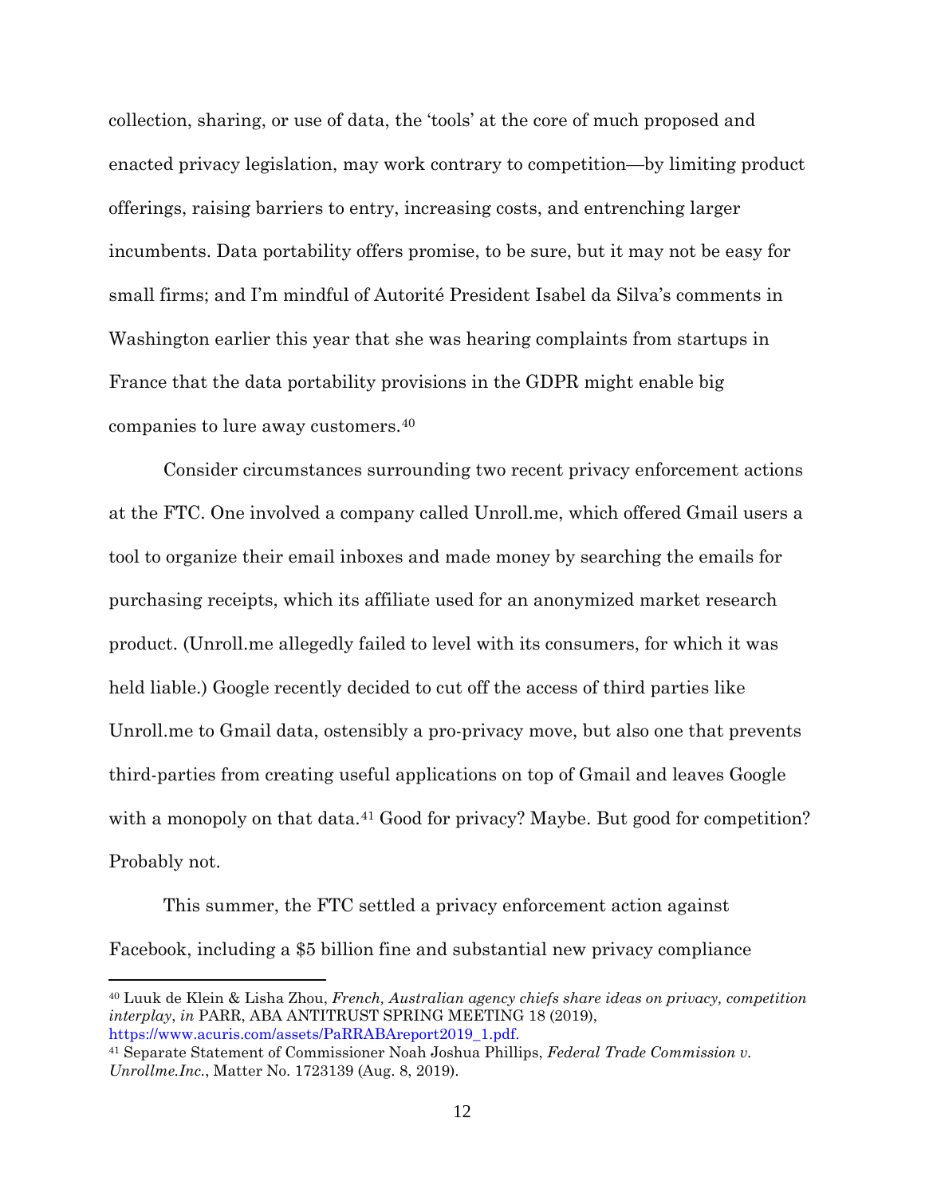collection, sharing, or use of data, the 'tools' at the core of much proposed and enacted privacy legislation, may work contrary to competition—by limiting product offerings, raising barriers to entry, increasing costs, and entrenching larger incumbents. Data portability offers promise, to be sure, but it may not be easy for small firms; and I'm mindful of Autorité President Isabel da Silva's comments in Washington earlier this year that she was hearing complaints from startups in France that the data portability provisions in the GDPR might enable big companies to lure away customers.[40]

Consider circumstances surrounding two recent privacy enforcement actions at the FTC. One involved a company called Unroll.me, which offered Gmail users a tool to organize their email inboxes and made money by searching the emails for purchasing receipts, which its affiliate used for an anonymized market research product. (Unroll.me allegedly failed to level with its consumers, for which it was held liable.) Google recently decided to cut off the access of third parties like Unroll.me to Gmail data, ostensibly a pro-privacy move, but also one that prevents third-parties from creating useful applications on top of Gmail and leaves Google with a monopoly on that data.[41] Good for privacy? Maybe. But good for competition? Probably not.

This summer, the FTC settled a privacy enforcement action against Facebook, including a $5 billion fine and substantial new privacy compliance

---

[40] Luuk de Klein & Lisha Zhou, *French, Australian agency chiefs share ideas on privacy, competition interplay*, *in* PARR, ABA ANTITRUST SPRING MEETING 18 (2019), https://www.acuris.com/assets/PaRRABAreport2019_1.pdf.

[41] Separate Statement of Commissioner Noah Joshua Phillips, *Federal Trade Commission v. Unrollme.Inc.*, Matter No. 1723139 (Aug. 8, 2019).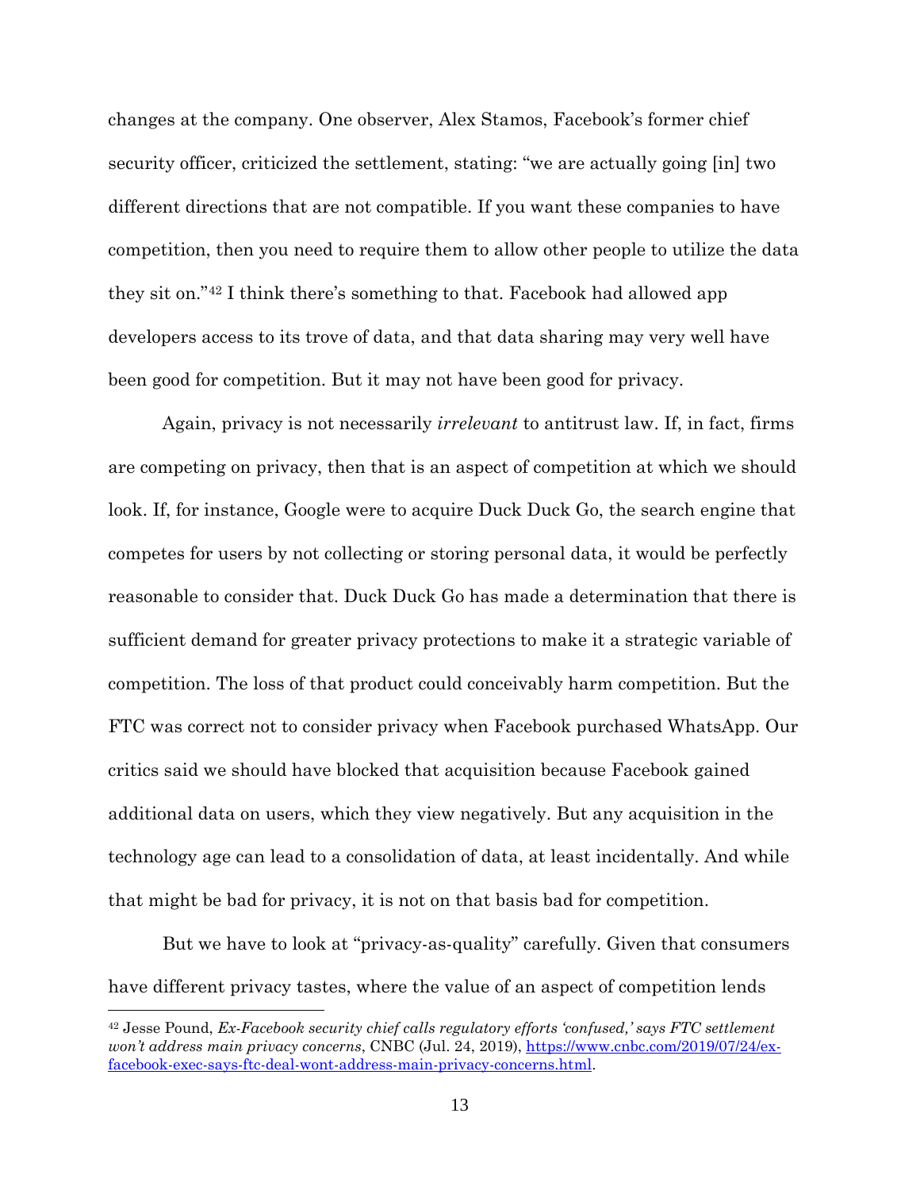changes at the company. One observer, Alex Stamos, Facebook's former chief security officer, criticized the settlement, stating: "we are actually going [in] two different directions that are not compatible. If you want these companies to have competition, then you need to require them to allow other people to utilize the data they sit on."[42] I think there's something to that. Facebook had allowed app developers access to its trove of data, and that data sharing may very well have been good for competition. But it may not have been good for privacy.

Again, privacy is not necessarily *irrelevant* to antitrust law. If, in fact, firms are competing on privacy, then that is an aspect of competition at which we should look. If, for instance, Google were to acquire Duck Duck Go, the search engine that competes for users by not collecting or storing personal data, it would be perfectly reasonable to consider that. Duck Duck Go has made a determination that there is sufficient demand for greater privacy protections to make it a strategic variable of competition. The loss of that product could conceivably harm competition. But the FTC was correct not to consider privacy when Facebook purchased WhatsApp. Our critics said we should have blocked that acquisition because Facebook gained additional data on users, which they view negatively. But any acquisition in the technology age can lead to a consolidation of data, at least incidentally. And while that might be bad for privacy, it is not on that basis bad for competition.

But we have to look at "privacy-as-quality" carefully. Given that consumers have different privacy tastes, where the value of an aspect of competition lends

---

[42] Jesse Pound, *Ex-Facebook security chief calls regulatory efforts 'confused,' says FTC settlement won't address main privacy concerns*, CNBC (Jul. 24, 2019), https://www.cnbc.com/2019/07/24/ex-facebook-exec-says-ftc-deal-wont-address-main-privacy-concerns.html.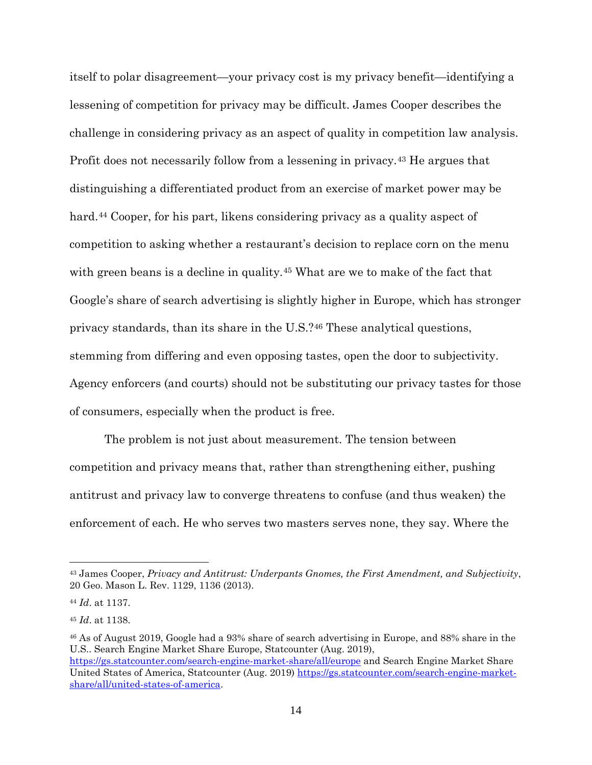itself to polar disagreement—your privacy cost is my privacy benefit—identifying a lessening of competition for privacy may be difficult. James Cooper describes the challenge in considering privacy as an aspect of quality in competition law analysis. Profit does not necessarily follow from a lessening in privacy.[43] He argues that distinguishing a differentiated product from an exercise of market power may be hard.[44] Cooper, for his part, likens considering privacy as a quality aspect of competition to asking whether a restaurant's decision to replace corn on the menu with green beans is a decline in quality.[45] What are we to make of the fact that Google's share of search advertising is slightly higher in Europe, which has stronger privacy standards, than its share in the U.S.?[46] These analytical questions, stemming from differing and even opposing tastes, open the door to subjectivity. Agency enforcers (and courts) should not be substituting our privacy tastes for those of consumers, especially when the product is free.

The problem is not just about measurement. The tension between competition and privacy means that, rather than strengthening either, pushing antitrust and privacy law to converge threatens to confuse (and thus weaken) the enforcement of each. He who serves two masters serves none, they say. Where the

---

[43] James Cooper, *Privacy and Antitrust: Underpants Gnomes, the First Amendment, and Subjectivity*, 20 Geo. Mason L. Rev. 1129, 1136 (2013).

[44] *Id*. at 1137.

[45] *Id*. at 1138.

[46] As of August 2019, Google had a 93% share of search advertising in Europe, and 88% share in the U.S.. Search Engine Market Share Europe, Statcounter (Aug. 2019), https://gs.statcounter.com/search-engine-market-share/all/europe and Search Engine Market Share United States of America, Statcounter (Aug. 2019) https://gs.statcounter.com/search-engine-market-share/all/united-states-of-america.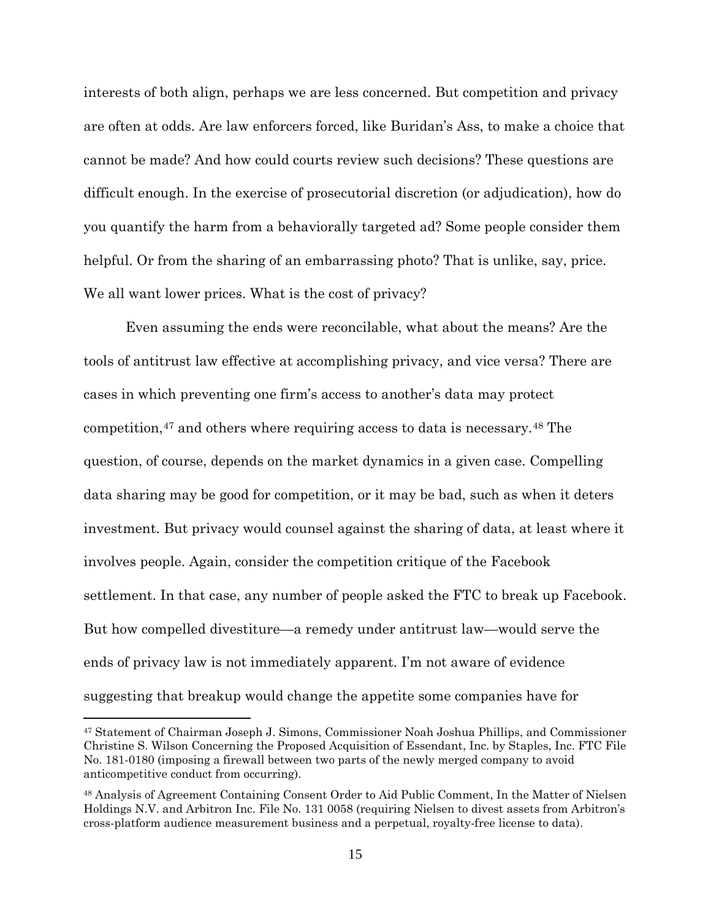interests of both align, perhaps we are less concerned. But competition and privacy are often at odds. Are law enforcers forced, like Buridan's Ass, to make a choice that cannot be made? And how could courts review such decisions? These questions are difficult enough. In the exercise of prosecutorial discretion (or adjudication), how do you quantify the harm from a behaviorally targeted ad? Some people consider them helpful. Or from the sharing of an embarrassing photo? That is unlike, say, price. We all want lower prices. What is the cost of privacy?

Even assuming the ends were reconcilable, what about the means? Are the tools of antitrust law effective at accomplishing privacy, and vice versa? There are cases in which preventing one firm's access to another's data may protect competition,[47] and others where requiring access to data is necessary.[48] The question, of course, depends on the market dynamics in a given case. Compelling data sharing may be good for competition, or it may be bad, such as when it deters investment. But privacy would counsel against the sharing of data, at least where it involves people. Again, consider the competition critique of the Facebook settlement. In that case, any number of people asked the FTC to break up Facebook. But how compelled divestiture—a remedy under antitrust law—would serve the ends of privacy law is not immediately apparent. I'm not aware of evidence suggesting that breakup would change the appetite some companies have for

---

[47] Statement of Chairman Joseph J. Simons, Commissioner Noah Joshua Phillips, and Commissioner Christine S. Wilson Concerning the Proposed Acquisition of Essendant, Inc. by Staples, Inc. FTC File No. 181-0180 (imposing a firewall between two parts of the newly merged company to avoid anticompetitive conduct from occurring).

[48] Analysis of Agreement Containing Consent Order to Aid Public Comment, In the Matter of Nielsen Holdings N.V. and Arbitron Inc. File No. 131 0058 (requiring Nielsen to divest assets from Arbitron's cross-platform audience measurement business and a perpetual, royalty-free license to data).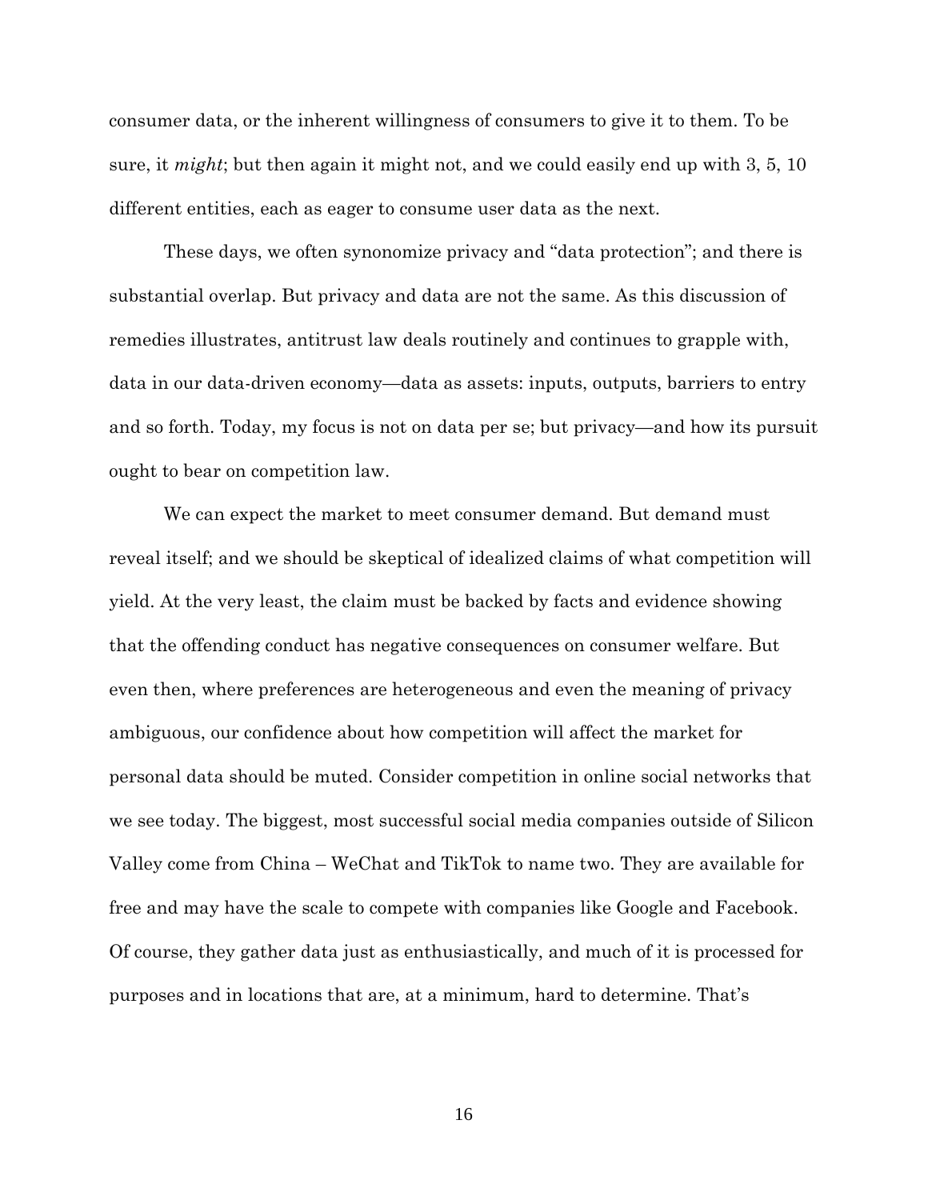consumer data, or the inherent willingness of consumers to give it to them. To be sure, it *might*; but then again it might not, and we could easily end up with 3, 5, 10 different entities, each as eager to consume user data as the next.

These days, we often synonomize privacy and "data protection"; and there is substantial overlap. But privacy and data are not the same. As this discussion of remedies illustrates, antitrust law deals routinely and continues to grapple with, data in our data-driven economy—data as assets: inputs, outputs, barriers to entry and so forth. Today, my focus is not on data per se; but privacy—and how its pursuit ought to bear on competition law.

We can expect the market to meet consumer demand. But demand must reveal itself; and we should be skeptical of idealized claims of what competition will yield. At the very least, the claim must be backed by facts and evidence showing that the offending conduct has negative consequences on consumer welfare. But even then, where preferences are heterogeneous and even the meaning of privacy ambiguous, our confidence about how competition will affect the market for personal data should be muted. Consider competition in online social networks that we see today. The biggest, most successful social media companies outside of Silicon Valley come from China – WeChat and TikTok to name two. They are available for free and may have the scale to compete with companies like Google and Facebook. Of course, they gather data just as enthusiastically, and much of it is processed for purposes and in locations that are, at a minimum, hard to determine. That's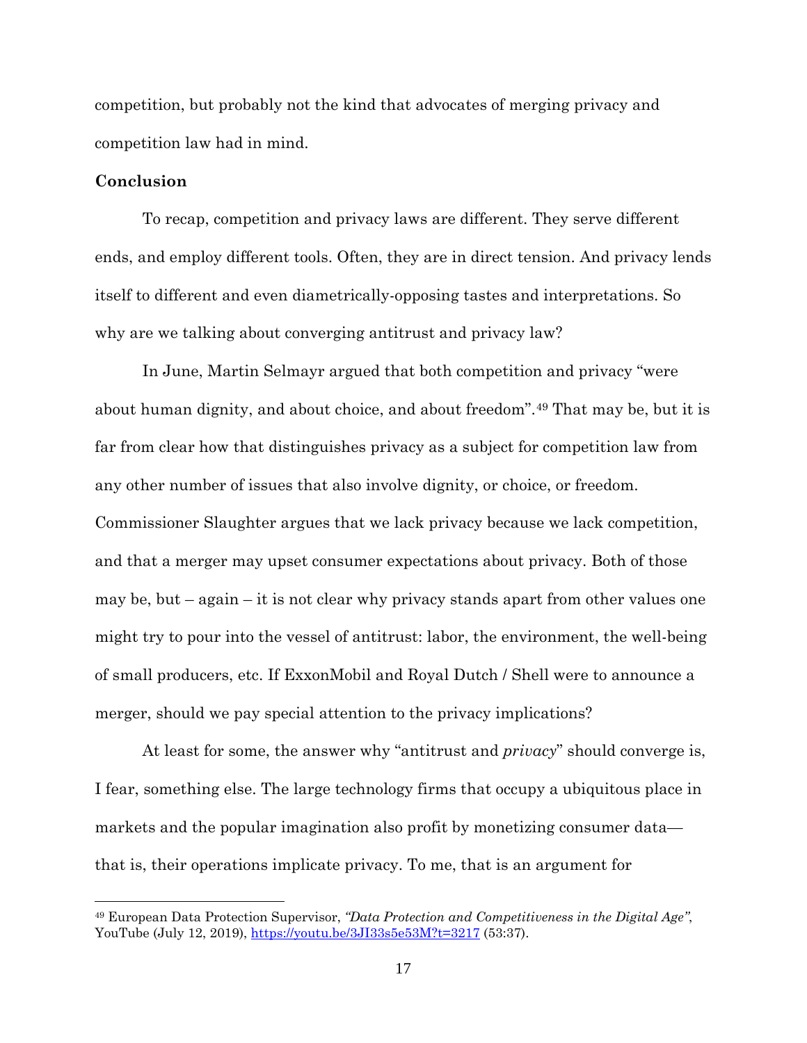competition, but probably not the kind that advocates of merging privacy and competition law had in mind.

**Conclusion**

To recap, competition and privacy laws are different. They serve different ends, and employ different tools. Often, they are in direct tension. And privacy lends itself to different and even diametrically-opposing tastes and interpretations. So why are we talking about converging antitrust and privacy law?

In June, Martin Selmayr argued that both competition and privacy "were about human dignity, and about choice, and about freedom".[49] That may be, but it is far from clear how that distinguishes privacy as a subject for competition law from any other number of issues that also involve dignity, or choice, or freedom. Commissioner Slaughter argues that we lack privacy because we lack competition, and that a merger may upset consumer expectations about privacy. Both of those may be, but – again – it is not clear why privacy stands apart from other values one might try to pour into the vessel of antitrust: labor, the environment, the well-being of small producers, etc. If ExxonMobil and Royal Dutch / Shell were to announce a merger, should we pay special attention to the privacy implications?

At least for some, the answer why "antitrust and *privacy*" should converge is, I fear, something else. The large technology firms that occupy a ubiquitous place in markets and the popular imagination also profit by monetizing consumer data—that is, their operations implicate privacy. To me, that is an argument for

---

[49] European Data Protection Supervisor, *"Data Protection and Competitiveness in the Digital Age"*, YouTube (July 12, 2019), https://youtu.be/3JI33s5e53M?t=3217 (53:37).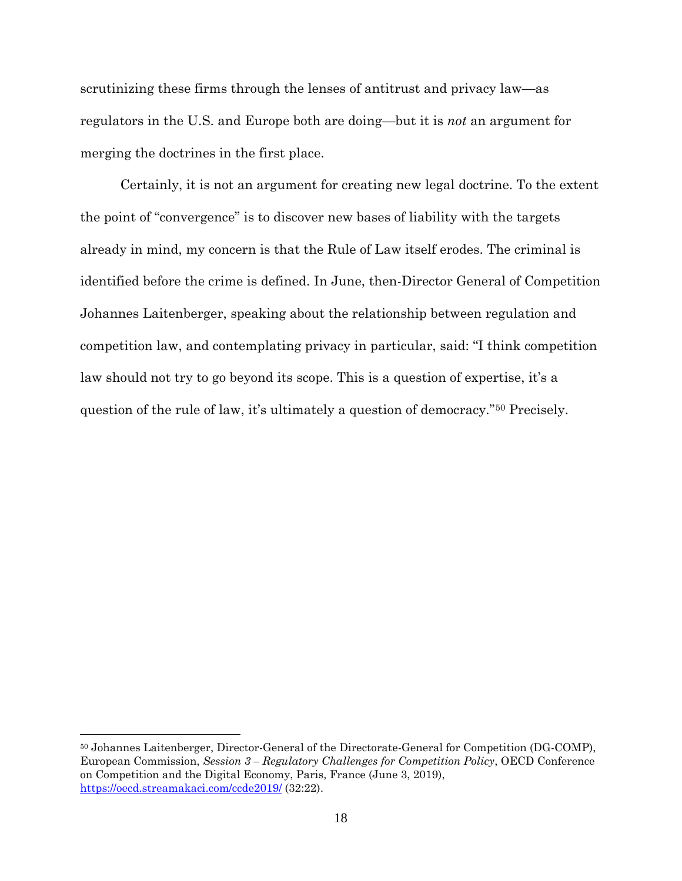scrutinizing these firms through the lenses of antitrust and privacy law—as regulators in the U.S. and Europe both are doing—but it is *not* an argument for merging the doctrines in the first place.

Certainly, it is not an argument for creating new legal doctrine. To the extent the point of "convergence" is to discover new bases of liability with the targets already in mind, my concern is that the Rule of Law itself erodes. The criminal is identified before the crime is defined. In June, then-Director General of Competition Johannes Laitenberger, speaking about the relationship between regulation and competition law, and contemplating privacy in particular, said: "I think competition law should not try to go beyond its scope. This is a question of expertise, it's a question of the rule of law, it's ultimately a question of democracy."[50] Precisely.

---

[50] Johannes Laitenberger, Director-General of the Directorate-General for Competition (DG-COMP), European Commission, *Session 3 – Regulatory Challenges for Competition Policy*, OECD Conference on Competition and the Digital Economy, Paris, France (June 3, 2019), https://oecd.streamakaci.com/ccde2019/ (32:22).